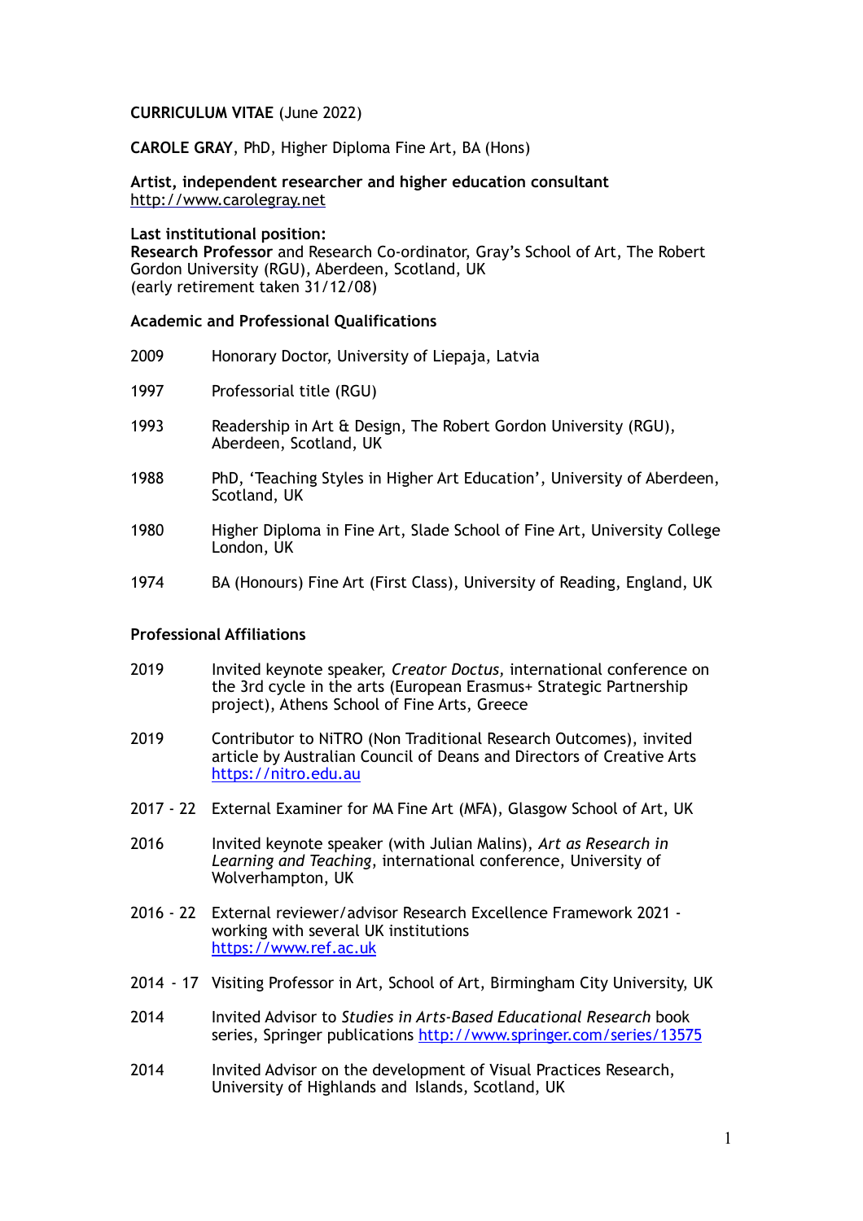**CURRICULUM VITAE** (June 2022)

**CAROLE GRAY**, PhD, Higher Diploma Fine Art, BA (Hons)

**Artist, independent researcher and higher education consultant**
http://www.carolegray.net

**Last institutional position:**
**Research Professor** and Research Co-ordinator, Gray's School of Art, The Robert Gordon University (RGU), Aberdeen, Scotland, UK
(early retirement taken 31/12/08)

**Academic and Professional Qualifications**

| | |
|---|---|
| 2009 | Honorary Doctor, University of Liepaja, Latvia |
| 1997 | Professorial title (RGU) |
| 1993 | Readership in Art & Design, The Robert Gordon University (RGU), Aberdeen, Scotland, UK |
| 1988 | PhD, 'Teaching Styles in Higher Art Education', University of Aberdeen, Scotland, UK |
| 1980 | Higher Diploma in Fine Art, Slade School of Fine Art, University College London, UK |
| 1974 | BA (Honours) Fine Art (First Class), University of Reading, England, UK |

**Professional Affiliations**

| | |
|---|---|
| 2019 | Invited keynote speaker, *Creator Doctus,* international conference on the 3rd cycle in the arts (European Erasmus+ Strategic Partnership project), Athens School of Fine Arts, Greece |
| 2019 | Contributor to NiTRO (Non Traditional Research Outcomes), invited article by Australian Council of Deans and Directors of Creative Arts https://nitro.edu.au |
| 2017 - 22 | External Examiner for MA Fine Art (MFA), Glasgow School of Art, UK |
| 2016 | Invited keynote speaker (with Julian Malins), *Art as Research in Learning and Teaching*, international conference, University of Wolverhampton, UK |
| 2016 - 22 | External reviewer/advisor Research Excellence Framework 2021 - working with several UK institutions https://www.ref.ac.uk |
| 2014 - 17 | Visiting Professor in Art, School of Art, Birmingham City University, UK |
| 2014 | Invited Advisor to *Studies in Arts-Based Educational Research* book series, Springer publications http://www.springer.com/series/13575 |
| 2014 | Invited Advisor on the development of Visual Practices Research, University of Highlands and Islands, Scotland, UK |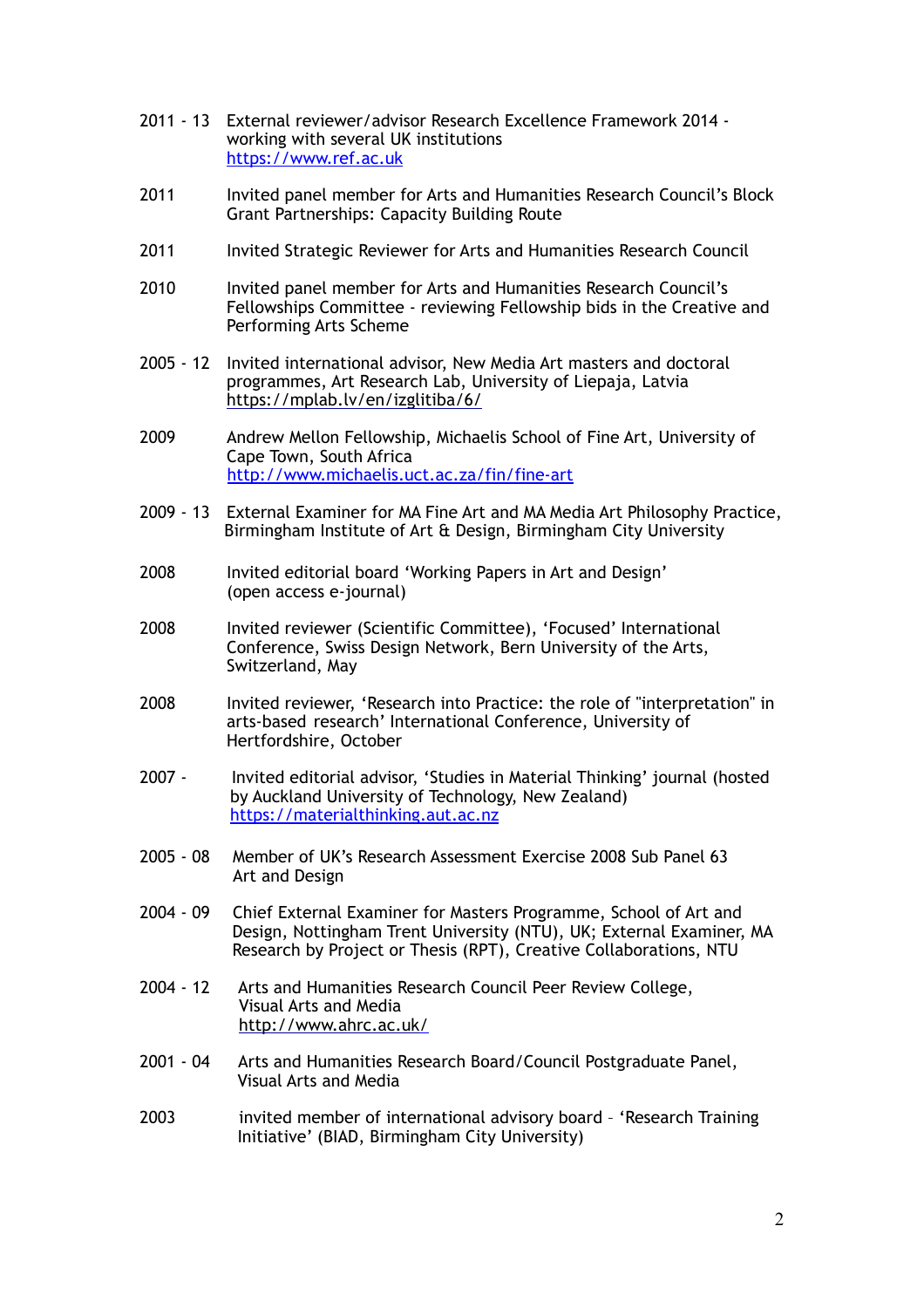2011 - 13 External reviewer/advisor Research Excellence Framework 2014 - working with several UK institutions
https://www.ref.ac.uk

2011 Invited panel member for Arts and Humanities Research Council's Block Grant Partnerships: Capacity Building Route

2011 Invited Strategic Reviewer for Arts and Humanities Research Council

2010 Invited panel member for Arts and Humanities Research Council's Fellowships Committee - reviewing Fellowship bids in the Creative and Performing Arts Scheme

2005 - 12 Invited international advisor, New Media Art masters and doctoral programmes, Art Research Lab, University of Liepaja, Latvia
https://mplab.lv/en/izglitiba/6/

2009 Andrew Mellon Fellowship, Michaelis School of Fine Art, University of Cape Town, South Africa
http://www.michaelis.uct.ac.za/fin/fine-art

2009 - 13 External Examiner for MA Fine Art and MA Media Art Philosophy Practice, Birmingham Institute of Art & Design, Birmingham City University

2008 Invited editorial board 'Working Papers in Art and Design' (open access e-journal)

2008 Invited reviewer (Scientific Committee), 'Focused' International Conference, Swiss Design Network, Bern University of the Arts, Switzerland, May

2008 Invited reviewer, 'Research into Practice: the role of "interpretation" in arts-based research' International Conference, University of Hertfordshire, October

2007 - Invited editorial advisor, 'Studies in Material Thinking' journal (hosted by Auckland University of Technology, New Zealand)
https://materialthinking.aut.ac.nz

2005 - 08 Member of UK's Research Assessment Exercise 2008 Sub Panel 63 Art and Design

2004 - 09 Chief External Examiner for Masters Programme, School of Art and Design, Nottingham Trent University (NTU), UK; External Examiner, MA Research by Project or Thesis (RPT), Creative Collaborations, NTU

2004 - 12 Arts and Humanities Research Council Peer Review College, Visual Arts and Media
http://www.ahrc.ac.uk/

2001 - 04 Arts and Humanities Research Board/Council Postgraduate Panel, Visual Arts and Media

2003 invited member of international advisory board – 'Research Training Initiative' (BIAD, Birmingham City University)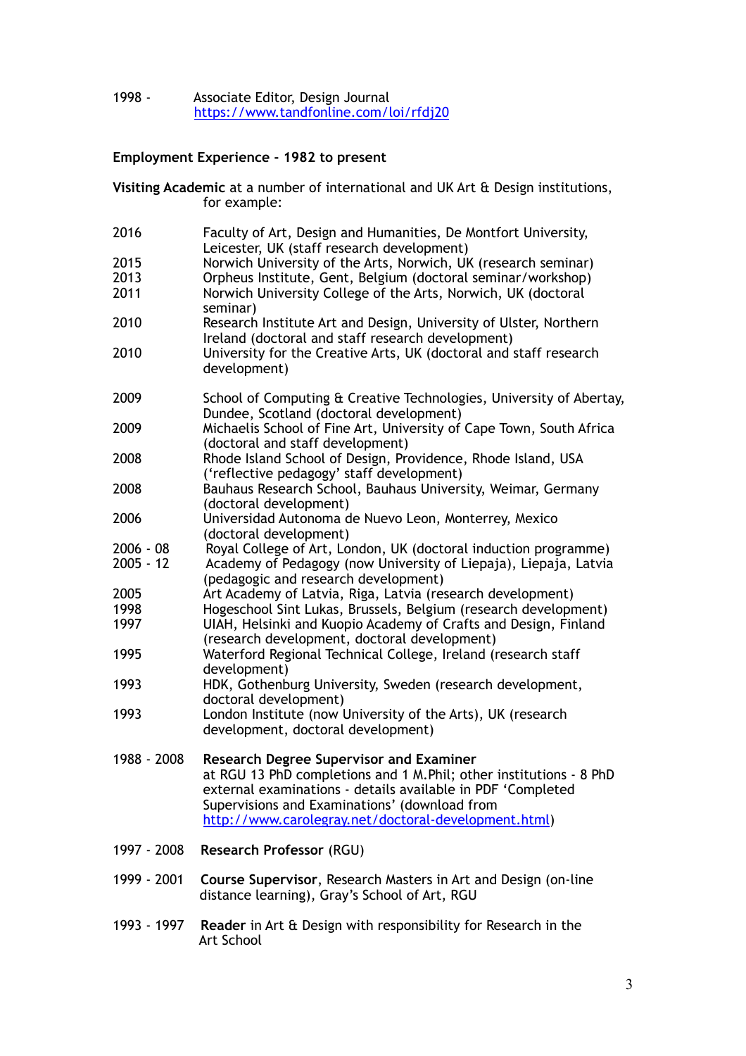1998 - Associate Editor, Design Journal
https://www.tandfonline.com/loi/rfdj20

**Employment Experience - 1982 to present**

**Visiting Academic** at a number of international and UK Art & Design institutions, for example:

2016 Faculty of Art, Design and Humanities, De Montfort University, Leicester, UK (staff research development)
2015 Norwich University of the Arts, Norwich, UK (research seminar)
2013 Orpheus Institute, Gent, Belgium (doctoral seminar/workshop)
2011 Norwich University College of the Arts, Norwich, UK (doctoral seminar)
2010 Research Institute Art and Design, University of Ulster, Northern Ireland (doctoral and staff research development)
2010 University for the Creative Arts, UK (doctoral and staff research development)

2009 School of Computing & Creative Technologies, University of Abertay, Dundee, Scotland (doctoral development)
2009 Michaelis School of Fine Art, University of Cape Town, South Africa (doctoral and staff development)
2008 Rhode Island School of Design, Providence, Rhode Island, USA ('reflective pedagogy' staff development)
2008 Bauhaus Research School, Bauhaus University, Weimar, Germany (doctoral development)
2006 Universidad Autonoma de Nuevo Leon, Monterrey, Mexico (doctoral development)
2006 - 08 Royal College of Art, London, UK (doctoral induction programme)
2005 - 12 Academy of Pedagogy (now University of Liepaja), Liepaja, Latvia (pedagogic and research development)
2005 Art Academy of Latvia, Riga, Latvia (research development)
1998 Hogeschool Sint Lukas, Brussels, Belgium (research development)
1997 UIAH, Helsinki and Kuopio Academy of Crafts and Design, Finland (research development, doctoral development)
1995 Waterford Regional Technical College, Ireland (research staff development)
1993 HDK, Gothenburg University, Sweden (research development, doctoral development)
1993 London Institute (now University of the Arts), UK (research development, doctoral development)

1988 - 2008 **Research Degree Supervisor and Examiner**
at RGU 13 PhD completions and 1 M.Phil; other institutions - 8 PhD external examinations - details available in PDF 'Completed Supervisions and Examinations' (download from http://www.carolegray.net/doctoral-development.html)

1997 - 2008 **Research Professor** (RGU)

1999 - 2001 **Course Supervisor**, Research Masters in Art and Design (on-line distance learning), Gray's School of Art, RGU

1993 - 1997 **Reader** in Art & Design with responsibility for Research in the Art School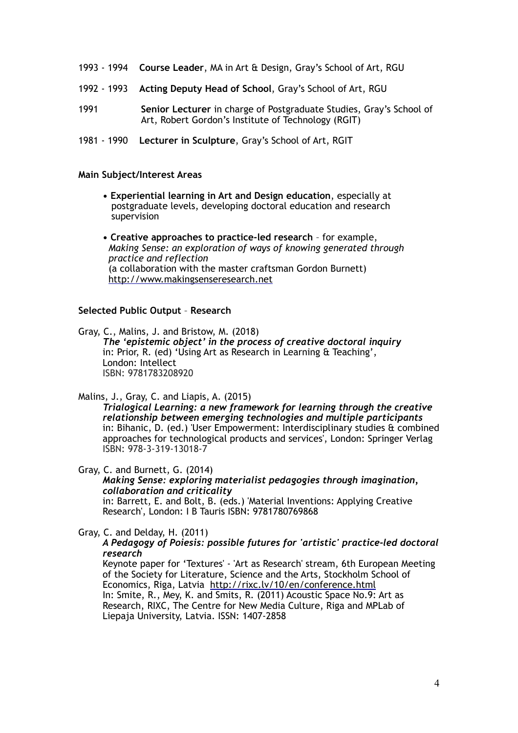1993 - 1994 **Course Leader**, MA in Art & Design, Gray's School of Art, RGU

1992 - 1993 **Acting Deputy Head of School**, Gray's School of Art, RGU

1991 **Senior Lecturer** in charge of Postgraduate Studies, Gray's School of Art, Robert Gordon's Institute of Technology (RGIT)

1981 - 1990 **Lecturer in Sculpture**, Gray's School of Art, RGIT

**Main Subject/Interest Areas**

- **Experiential learning in Art and Design education**, especially at postgraduate levels, developing doctoral education and research supervision
- **Creative approaches to practice-led research** – for example, *Making Sense: an exploration of ways of knowing generated through practice and reflection* (a collaboration with the master craftsman Gordon Burnett) http://www.makingsenseresearch.net

**Selected Public Output – Research**

Gray, C., Malins, J. and Bristow, M. (2018)
***The 'epistemic object' in the process of creative doctoral inquiry***
in: Prior, R. (ed) 'Using Art as Research in Learning & Teaching', London: Intellect
ISBN: 9781783208920

Malins, J., Gray, C. and Liapis, A. (2015)
***Trialogical Learning: a new framework for learning through the creative relationship between emerging technologies and multiple participants***
in: Bihanic, D. (ed.) 'User Empowerment: Interdisciplinary studies & combined approaches for technological products and services', London: Springer Verlag
ISBN: 978-3-319-13018-7

Gray, C. and Burnett, G. (2014)
***Making Sense: exploring materialist pedagogies through imagination, collaboration and criticality***
in: Barrett, E. and Bolt, B. (eds.) 'Material Inventions: Applying Creative Research', London: I B Tauris ISBN: 9781780769868

Gray, C. and Delday, H. (2011)
***A Pedagogy of Poiesis: possible futures for 'artistic' practice-led doctoral research***
Keynote paper for 'Textures' - 'Art as Research' stream, 6th European Meeting of the Society for Literature, Science and the Arts, Stockholm School of Economics, Riga, Latvia http://rixc.lv/10/en/conference.html
In: Smite, R., Mey, K. and Smits, R. (2011) Acoustic Space No.9: Art as Research, RIXC, The Centre for New Media Culture, Riga and MPLab of Liepaja University, Latvia. ISSN: 1407-2858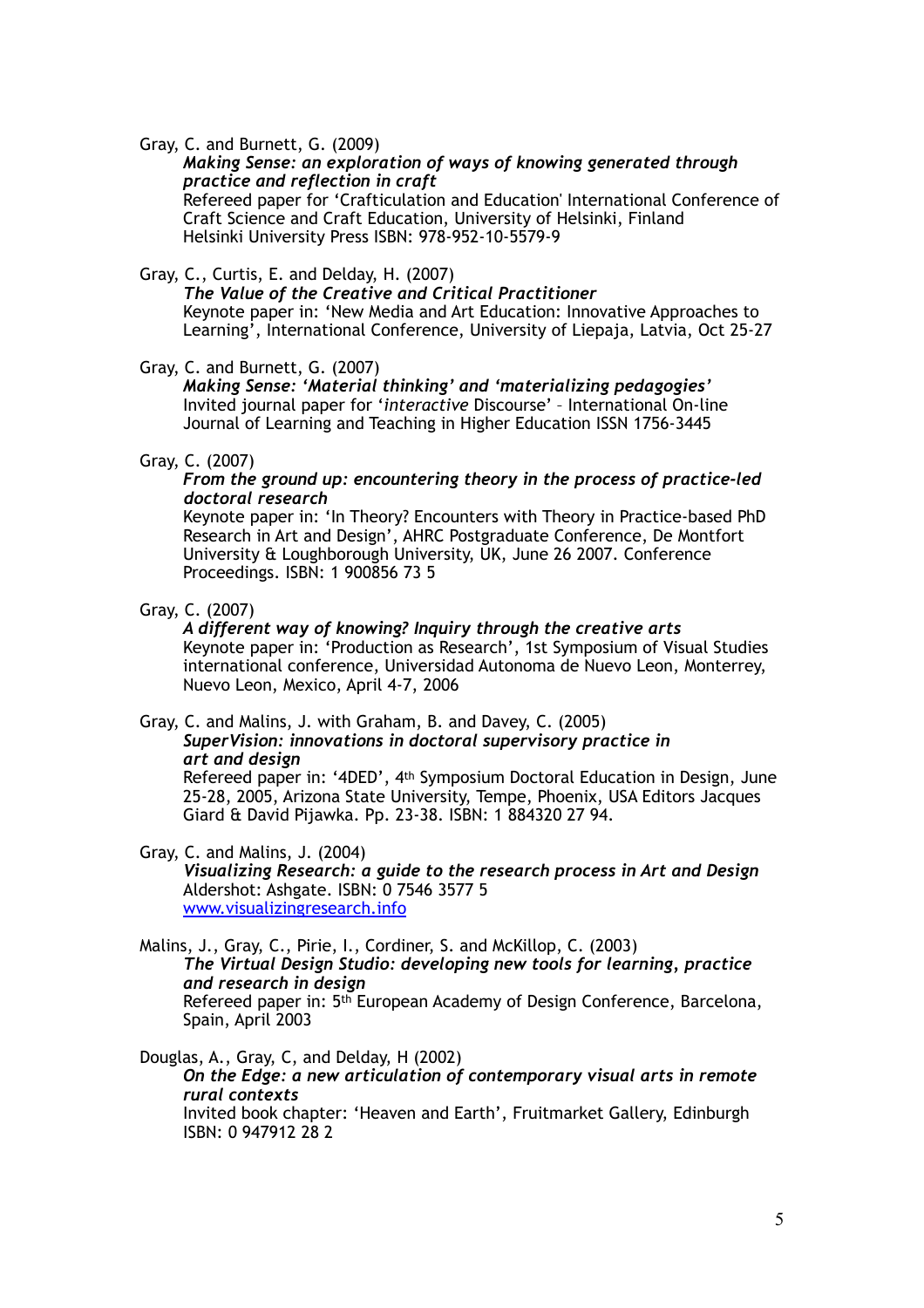Gray, C. and Burnett, G. (2009)
*Making Sense: an exploration of ways of knowing generated through practice and reflection in craft*
Refereed paper for 'Crafticulation and Education' International Conference of Craft Science and Craft Education, University of Helsinki, Finland
Helsinki University Press ISBN: 978-952-10-5579-9

Gray, C., Curtis, E. and Delday, H. (2007)
*The Value of the Creative and Critical Practitioner*
Keynote paper in: 'New Media and Art Education: Innovative Approaches to Learning', International Conference, University of Liepaja, Latvia, Oct 25-27

Gray, C. and Burnett, G. (2007)
*Making Sense: 'Material thinking' and 'materializing pedagogies'*
Invited journal paper for '*interactive* Discourse' – International On-line Journal of Learning and Teaching in Higher Education ISSN 1756-3445

Gray, C. (2007)
*From the ground up: encountering theory in the process of practice-led doctoral research*
Keynote paper in: 'In Theory? Encounters with Theory in Practice-based PhD Research in Art and Design', AHRC Postgraduate Conference, De Montfort University & Loughborough University, UK, June 26 2007. Conference Proceedings. ISBN: 1 900856 73 5

Gray, C. (2007)
*A different way of knowing? Inquiry through the creative arts*
Keynote paper in: 'Production as Research', 1st Symposium of Visual Studies international conference, Universidad Autonoma de Nuevo Leon, Monterrey, Nuevo Leon, Mexico, April 4-7, 2006

Gray, C. and Malins, J. with Graham, B. and Davey, C. (2005)
*SuperVision: innovations in doctoral supervisory practice in art and design*
Refereed paper in: '4DED', 4th Symposium Doctoral Education in Design, June 25-28, 2005, Arizona State University, Tempe, Phoenix, USA Editors Jacques Giard & David Pijawka. Pp. 23-38. ISBN: 1 884320 27 94.

Gray, C. and Malins, J. (2004)
*Visualizing Research: a guide to the research process in Art and Design*
Aldershot: Ashgate. ISBN: 0 7546 3577 5
[www.visualizingresearch.info](http://www.visualizingresearch.info)

Malins, J., Gray, C., Pirie, I., Cordiner, S. and McKillop, C. (2003)
*The Virtual Design Studio: developing new tools for learning, practice and research in design*
Refereed paper in: 5th European Academy of Design Conference, Barcelona, Spain, April 2003

Douglas, A., Gray, C, and Delday, H (2002)
*On the Edge: a new articulation of contemporary visual arts in remote rural contexts*
Invited book chapter: 'Heaven and Earth', Fruitmarket Gallery, Edinburgh
ISBN: 0 947912 28 2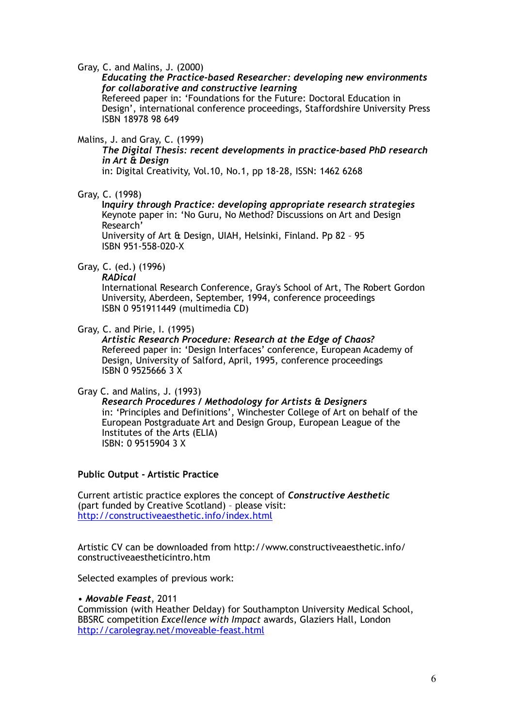Gray, C. and Malins, J. (2000)
*Educating the Practice-based Researcher: developing new environments for collaborative and constructive learning*
Refereed paper in: 'Foundations for the Future: Doctoral Education in Design', international conference proceedings, Staffordshire University Press
ISBN 18978 98 649

Malins, J. and Gray, C. (1999)
*The Digital Thesis: recent developments in practice-based PhD research in Art & Design*
in: Digital Creativity, Vol.10, No.1, pp 18-28, ISSN: 1462 6268

Gray, C. (1998)
*Inquiry through Practice: developing appropriate research strategies*
Keynote paper in: 'No Guru, No Method? Discussions on Art and Design Research'
University of Art & Design, UIAH, Helsinki, Finland. Pp 82 – 95
ISBN 951-558-020-X

Gray, C. (ed.) (1996)
*RADical*
International Research Conference, Gray's School of Art, The Robert Gordon University, Aberdeen, September, 1994, conference proceedings
ISBN 0 951911449 (multimedia CD)

Gray, C. and Pirie, I. (1995)
*Artistic Research Procedure: Research at the Edge of Chaos?*
Refereed paper in: 'Design Interfaces' conference, European Academy of Design, University of Salford, April, 1995, conference proceedings
ISBN 0 9525666 3 X

Gray C. and Malins, J. (1993)
*Research Procedures / Methodology for Artists & Designers*
in: 'Principles and Definitions', Winchester College of Art on behalf of the European Postgraduate Art and Design Group, European League of the Institutes of the Arts (ELIA)
ISBN: 0 9515904 3 X

**Public Output - Artistic Practice**

Current artistic practice explores the concept of ***Constructive Aesthetic*** (part funded by Creative Scotland) – please visit:
[http://constructiveaesthetic.info/index.html](http://constructiveaesthetic.info/index.html)

Artistic CV can be downloaded from http://www.constructiveaesthetic.info/constructiveaestheticintro.htm

Selected examples of previous work:

• ***Movable Feast***, 2011
Commission (with Heather Delday) for Southampton University Medical School, BBSRC competition *Excellence with Impact* awards, Glaziers Hall, London
[http://carolegray.net/moveable-feast.html](http://carolegray.net/moveable-feast.html)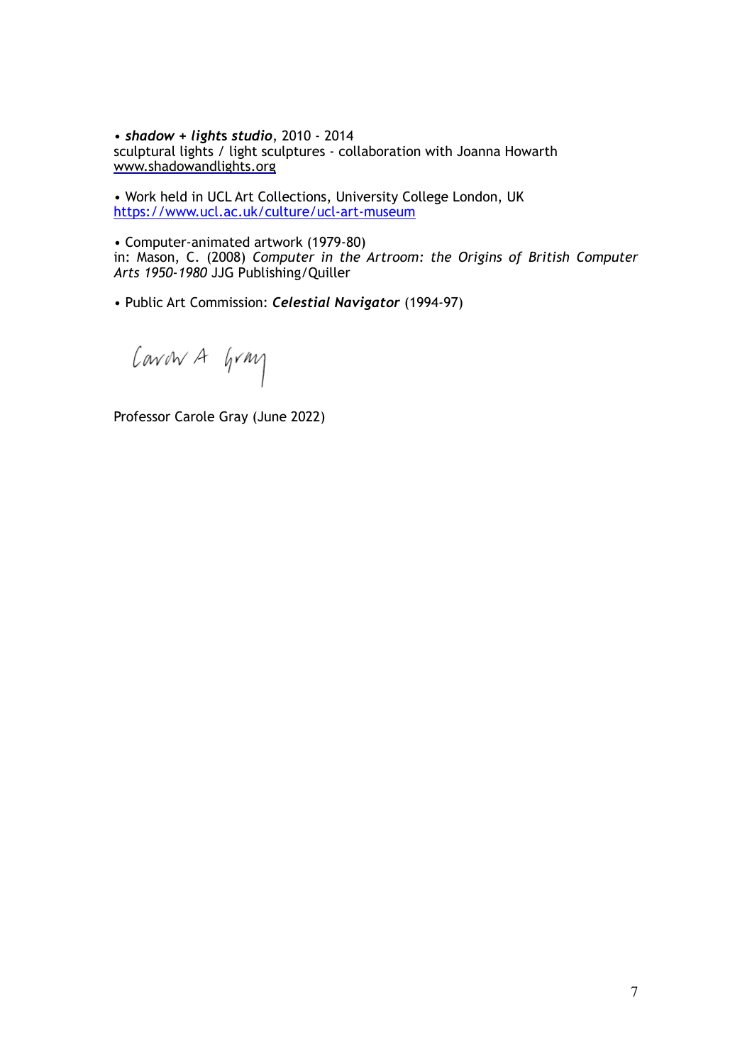• ***shadow + lights studio***, 2010 - 2014
sculptural lights / light sculptures - collaboration with Joanna Howarth
www.shadowandlights.org

• Work held in UCL Art Collections, University College London, UK
https://www.ucl.ac.uk/culture/ucl-art-museum

• Computer-animated artwork (1979-80)
in: Mason, C. (2008) *Computer in the Artroom: the Origins of British Computer Arts 1950-1980* JJG Publishing/Quiller

• Public Art Commission: ***Celestial Navigator*** (1994-97)

Carole A Gray

Professor Carole Gray (June 2022)